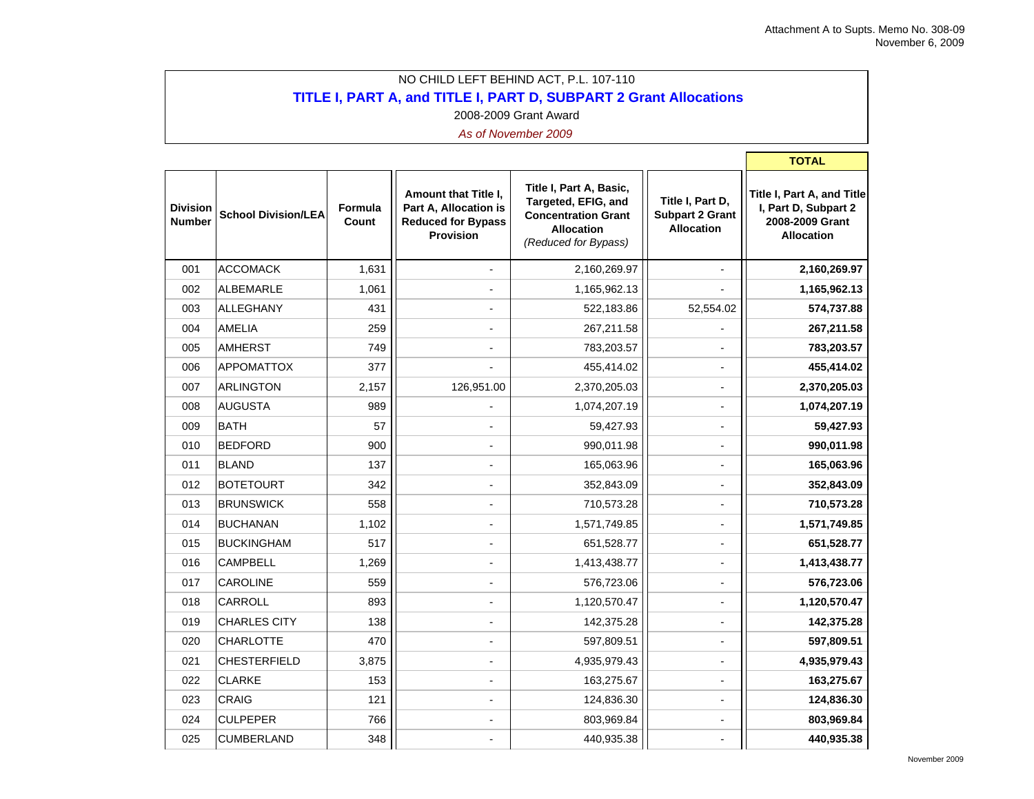Attachment A to Supts. Memo No. 308-09
November 6, 2009

NO CHILD LEFT BEHIND ACT, P.L. 107-110

## TITLE I, PART A, and TITLE I, PART D, SUBPART 2 Grant Allocations

2008-2009 Grant Award

*As of November 2009*

| Division Number | School Division/LEA | Formula Count | Amount that Title I, Part A, Allocation is Reduced for Bypass Provision | Title I, Part A, Basic, Targeted, EFIG, and Concentration Grant Allocation *(Reduced for Bypass)* | Title I, Part D, Subpart 2 Grant Allocation | **TOTAL** Title I, Part A, and Title I, Part D, Subpart 2 2008-2009 Grant Allocation |
|---|---|---|---|---|---|---|
| 001 | ACCOMACK | 1,631 | - | 2,160,269.97 | - | **2,160,269.97** |
| 002 | ALBEMARLE | 1,061 | - | 1,165,962.13 | - | **1,165,962.13** |
| 003 | ALLEGHANY | 431 | - | 522,183.86 | 52,554.02 | **574,737.88** |
| 004 | AMELIA | 259 | - | 267,211.58 | - | **267,211.58** |
| 005 | AMHERST | 749 | - | 783,203.57 | - | **783,203.57** |
| 006 | APPOMATTOX | 377 | - | 455,414.02 | - | **455,414.02** |
| 007 | ARLINGTON | 2,157 | 126,951.00 | 2,370,205.03 | - | **2,370,205.03** |
| 008 | AUGUSTA | 989 | - | 1,074,207.19 | - | **1,074,207.19** |
| 009 | BATH | 57 | - | 59,427.93 | - | **59,427.93** |
| 010 | BEDFORD | 900 | - | 990,011.98 | - | **990,011.98** |
| 011 | BLAND | 137 | - | 165,063.96 | - | **165,063.96** |
| 012 | BOTETOURT | 342 | - | 352,843.09 | - | **352,843.09** |
| 013 | BRUNSWICK | 558 | - | 710,573.28 | - | **710,573.28** |
| 014 | BUCHANAN | 1,102 | - | 1,571,749.85 | - | **1,571,749.85** |
| 015 | BUCKINGHAM | 517 | - | 651,528.77 | - | **651,528.77** |
| 016 | CAMPBELL | 1,269 | - | 1,413,438.77 | - | **1,413,438.77** |
| 017 | CAROLINE | 559 | - | 576,723.06 | - | **576,723.06** |
| 018 | CARROLL | 893 | - | 1,120,570.47 | - | **1,120,570.47** |
| 019 | CHARLES CITY | 138 | - | 142,375.28 | - | **142,375.28** |
| 020 | CHARLOTTE | 470 | - | 597,809.51 | - | **597,809.51** |
| 021 | CHESTERFIELD | 3,875 | - | 4,935,979.43 | - | **4,935,979.43** |
| 022 | CLARKE | 153 | - | 163,275.67 | - | **163,275.67** |
| 023 | CRAIG | 121 | - | 124,836.30 | - | **124,836.30** |
| 024 | CULPEPER | 766 | - | 803,969.84 | - | **803,969.84** |
| 025 | CUMBERLAND | 348 | - | 440,935.38 | - | **440,935.38** |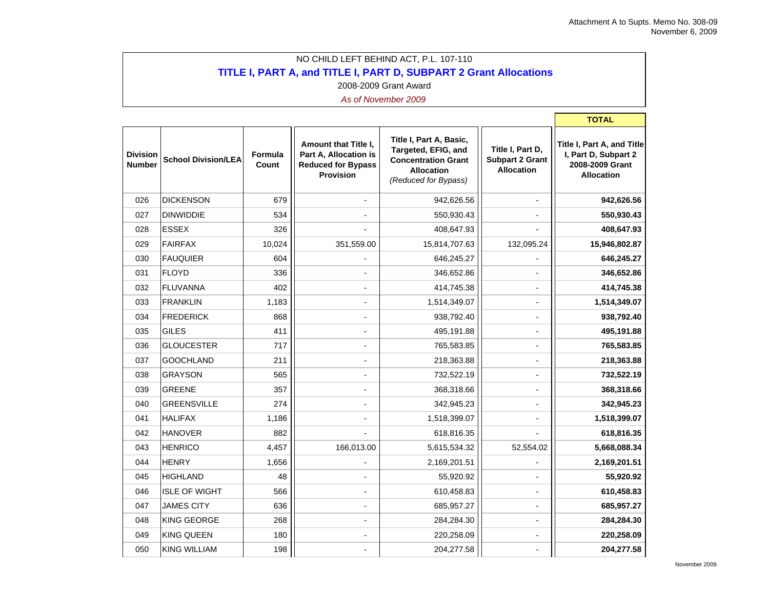NO CHILD LEFT BEHIND ACT, P.L. 107-110

## TITLE I, PART A, and TITLE I, PART D, SUBPART 2 Grant Allocations

2008-2009 Grant Award

*As of November 2009*

| Division Number | School Division/LEA | Formula Count | Amount that Title I, Part A, Allocation is Reduced for Bypass Provision | Title I, Part A, Basic, Targeted, EFIG, and Concentration Grant Allocation *(Reduced for Bypass)* | Title I, Part D, Subpart 2 Grant Allocation | **TOTAL** Title I, Part A, and Title I, Part D, Subpart 2 2008-2009 Grant Allocation |
|---|---|---|---|---|---|---|
| 026 | DICKENSON | 679 | - | 942,626.56 | - | **942,626.56** |
| 027 | DINWIDDIE | 534 | - | 550,930.43 | - | **550,930.43** |
| 028 | ESSEX | 326 | - | 408,647.93 | - | **408,647.93** |
| 029 | FAIRFAX | 10,024 | 351,559.00 | 15,814,707.63 | 132,095.24 | **15,946,802.87** |
| 030 | FAUQUIER | 604 | - | 646,245.27 | - | **646,245.27** |
| 031 | FLOYD | 336 | - | 346,652.86 | - | **346,652.86** |
| 032 | FLUVANNA | 402 | - | 414,745.38 | - | **414,745.38** |
| 033 | FRANKLIN | 1,183 | - | 1,514,349.07 | - | **1,514,349.07** |
| 034 | FREDERICK | 868 | - | 938,792.40 | - | **938,792.40** |
| 035 | GILES | 411 | - | 495,191.88 | - | **495,191.88** |
| 036 | GLOUCESTER | 717 | - | 765,583.85 | - | **765,583.85** |
| 037 | GOOCHLAND | 211 | - | 218,363.88 | - | **218,363.88** |
| 038 | GRAYSON | 565 | - | 732,522.19 | - | **732,522.19** |
| 039 | GREENE | 357 | - | 368,318.66 | - | **368,318.66** |
| 040 | GREENSVILLE | 274 | - | 342,945.23 | - | **342,945.23** |
| 041 | HALIFAX | 1,186 | - | 1,518,399.07 | - | **1,518,399.07** |
| 042 | HANOVER | 882 | - | 618,816.35 | - | **618,816.35** |
| 043 | HENRICO | 4,457 | 166,013.00 | 5,615,534.32 | 52,554.02 | **5,668,088.34** |
| 044 | HENRY | 1,656 | - | 2,169,201.51 | - | **2,169,201.51** |
| 045 | HIGHLAND | 48 | - | 55,920.92 | - | **55,920.92** |
| 046 | ISLE OF WIGHT | 566 | - | 610,458.83 | - | **610,458.83** |
| 047 | JAMES CITY | 636 | - | 685,957.27 | - | **685,957.27** |
| 048 | KING GEORGE | 268 | - | 284,284.30 | - | **284,284.30** |
| 049 | KING QUEEN | 180 | - | 220,258.09 | - | **220,258.09** |
| 050 | KING WILLIAM | 198 | - | 204,277.58 | - | **204,277.58** |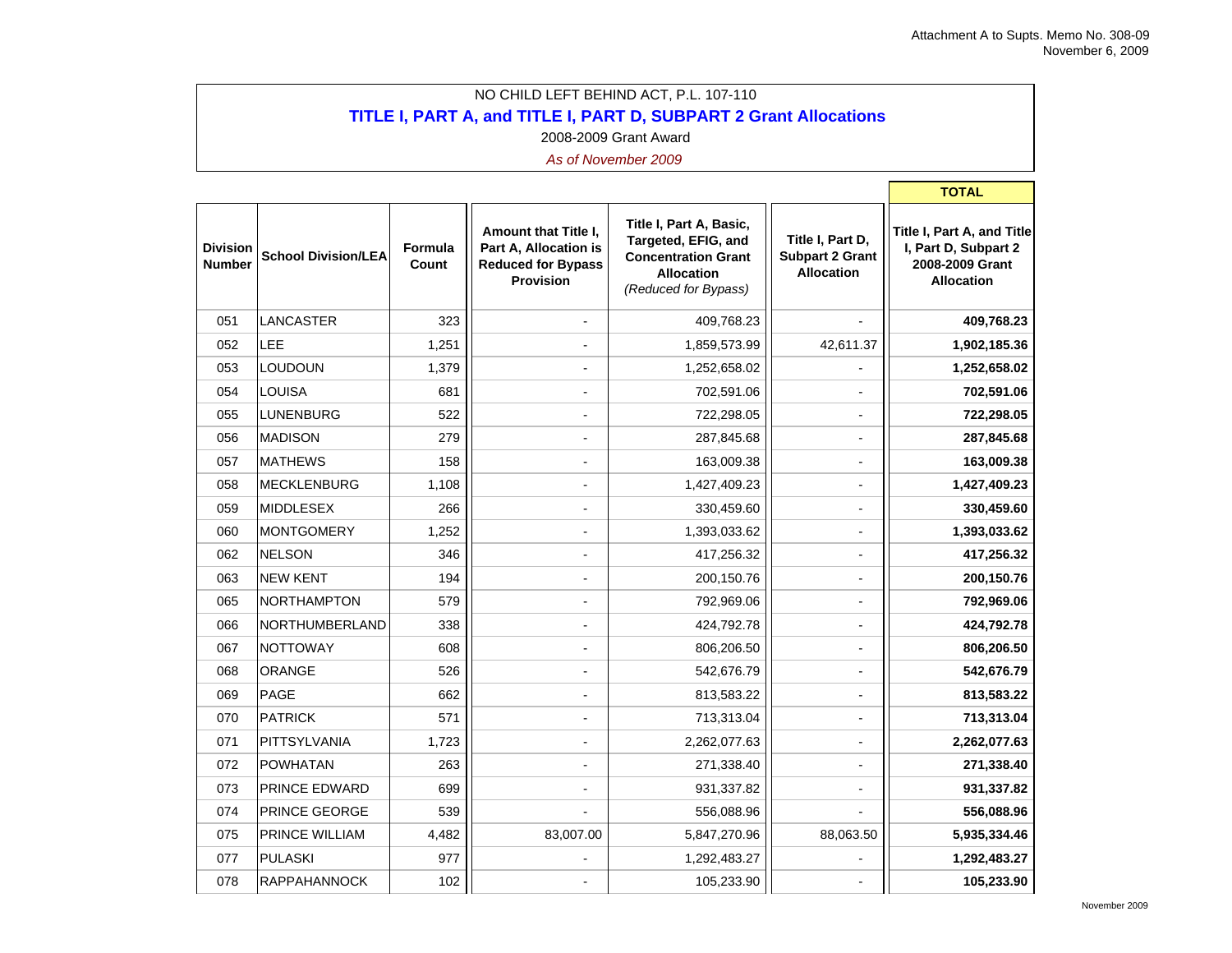NO CHILD LEFT BEHIND ACT, P.L. 107-110

## TITLE I, PART A, and TITLE I, PART D, SUBPART 2 Grant Allocations

2008-2009 Grant Award

*As of November 2009*

| Division Number | School Division/LEA | Formula Count | Amount that Title I, Part A, Allocation is Reduced for Bypass Provision | Title I, Part A, Basic, Targeted, EFIG, and Concentration Grant Allocation *(Reduced for Bypass)* | Title I, Part D, Subpart 2 Grant Allocation | **TOTAL** Title I, Part A, and Title I, Part D, Subpart 2 2008-2009 Grant Allocation |
|---|---|---|---|---|---|---|
| 051 | LANCASTER | 323 | - | 409,768.23 | - | **409,768.23** |
| 052 | LEE | 1,251 | - | 1,859,573.99 | 42,611.37 | **1,902,185.36** |
| 053 | LOUDOUN | 1,379 | - | 1,252,658.02 | - | **1,252,658.02** |
| 054 | LOUISA | 681 | - | 702,591.06 | - | **702,591.06** |
| 055 | LUNENBURG | 522 | - | 722,298.05 | - | **722,298.05** |
| 056 | MADISON | 279 | - | 287,845.68 | - | **287,845.68** |
| 057 | MATHEWS | 158 | - | 163,009.38 | - | **163,009.38** |
| 058 | MECKLENBURG | 1,108 | - | 1,427,409.23 | - | **1,427,409.23** |
| 059 | MIDDLESEX | 266 | - | 330,459.60 | - | **330,459.60** |
| 060 | MONTGOMERY | 1,252 | - | 1,393,033.62 | - | **1,393,033.62** |
| 062 | NELSON | 346 | - | 417,256.32 | - | **417,256.32** |
| 063 | NEW KENT | 194 | - | 200,150.76 | - | **200,150.76** |
| 065 | NORTHAMPTON | 579 | - | 792,969.06 | - | **792,969.06** |
| 066 | NORTHUMBERLAND | 338 | - | 424,792.78 | - | **424,792.78** |
| 067 | NOTTOWAY | 608 | - | 806,206.50 | - | **806,206.50** |
| 068 | ORANGE | 526 | - | 542,676.79 | - | **542,676.79** |
| 069 | PAGE | 662 | - | 813,583.22 | - | **813,583.22** |
| 070 | PATRICK | 571 | - | 713,313.04 | - | **713,313.04** |
| 071 | PITTSYLVANIA | 1,723 | - | 2,262,077.63 | - | **2,262,077.63** |
| 072 | POWHATAN | 263 | - | 271,338.40 | - | **271,338.40** |
| 073 | PRINCE EDWARD | 699 | - | 931,337.82 | - | **931,337.82** |
| 074 | PRINCE GEORGE | 539 | - | 556,088.96 | - | **556,088.96** |
| 075 | PRINCE WILLIAM | 4,482 | 83,007.00 | 5,847,270.96 | 88,063.50 | **5,935,334.46** |
| 077 | PULASKI | 977 | - | 1,292,483.27 | - | **1,292,483.27** |
| 078 | RAPPAHANNOCK | 102 | - | 105,233.90 | - | **105,233.90** |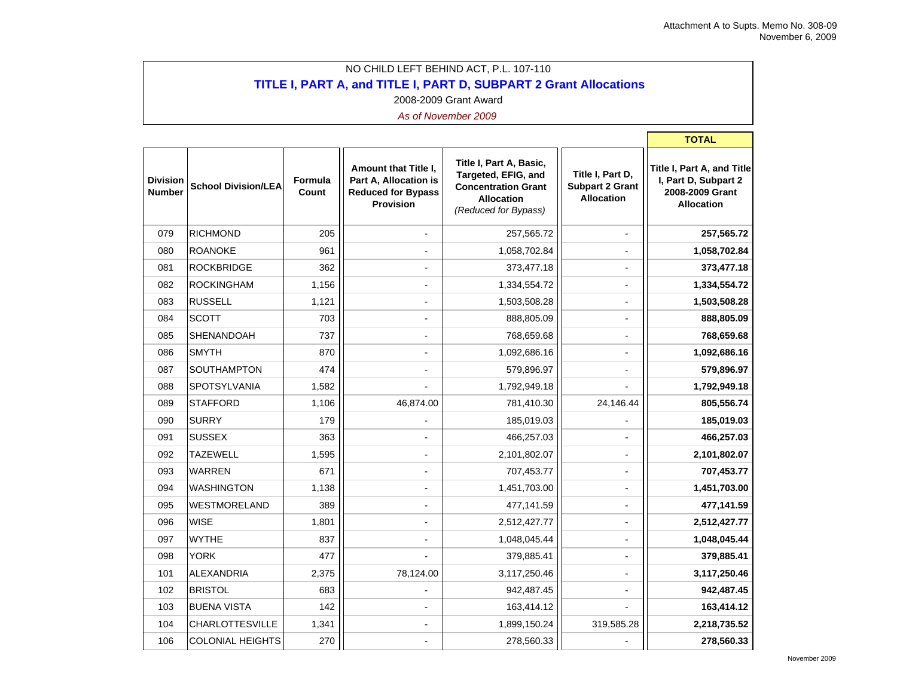Attachment A to Supts. Memo No. 308-09
November 6, 2009

NO CHILD LEFT BEHIND ACT, P.L. 107-110

## TITLE I, PART A, and TITLE I, PART D, SUBPART 2 Grant Allocations

2008-2009 Grant Award

*As of November 2009*

| Division Number | School Division/LEA | Formula Count | Amount that Title I, Part A, Allocation is Reduced for Bypass Provision | Title I, Part A, Basic, Targeted, EFIG, and Concentration Grant Allocation *(Reduced for Bypass)* | Title I, Part D, Subpart 2 Grant Allocation | **TOTAL** Title I, Part A, and Title I, Part D, Subpart 2 2008-2009 Grant Allocation |
|---|---|---|---|---|---|---|
| 079 | RICHMOND | 205 | - | 257,565.72 | - | **257,565.72** |
| 080 | ROANOKE | 961 | - | 1,058,702.84 | - | **1,058,702.84** |
| 081 | ROCKBRIDGE | 362 | - | 373,477.18 | - | **373,477.18** |
| 082 | ROCKINGHAM | 1,156 | - | 1,334,554.72 | - | **1,334,554.72** |
| 083 | RUSSELL | 1,121 | - | 1,503,508.28 | - | **1,503,508.28** |
| 084 | SCOTT | 703 | - | 888,805.09 | - | **888,805.09** |
| 085 | SHENANDOAH | 737 | - | 768,659.68 | - | **768,659.68** |
| 086 | SMYTH | 870 | - | 1,092,686.16 | - | **1,092,686.16** |
| 087 | SOUTHAMPTON | 474 | - | 579,896.97 | - | **579,896.97** |
| 088 | SPOTSYLVANIA | 1,582 | - | 1,792,949.18 | - | **1,792,949.18** |
| 089 | STAFFORD | 1,106 | 46,874.00 | 781,410.30 | 24,146.44 | **805,556.74** |
| 090 | SURRY | 179 | - | 185,019.03 | - | **185,019.03** |
| 091 | SUSSEX | 363 | - | 466,257.03 | - | **466,257.03** |
| 092 | TAZEWELL | 1,595 | - | 2,101,802.07 | - | **2,101,802.07** |
| 093 | WARREN | 671 | - | 707,453.77 | - | **707,453.77** |
| 094 | WASHINGTON | 1,138 | - | 1,451,703.00 | - | **1,451,703.00** |
| 095 | WESTMORELAND | 389 | - | 477,141.59 | - | **477,141.59** |
| 096 | WISE | 1,801 | - | 2,512,427.77 | - | **2,512,427.77** |
| 097 | WYTHE | 837 | - | 1,048,045.44 | - | **1,048,045.44** |
| 098 | YORK | 477 | - | 379,885.41 | - | **379,885.41** |
| 101 | ALEXANDRIA | 2,375 | 78,124.00 | 3,117,250.46 | - | **3,117,250.46** |
| 102 | BRISTOL | 683 | - | 942,487.45 | - | **942,487.45** |
| 103 | BUENA VISTA | 142 | - | 163,414.12 | - | **163,414.12** |
| 104 | CHARLOTTESVILLE | 1,341 | - | 1,899,150.24 | 319,585.28 | **2,218,735.52** |
| 106 | COLONIAL HEIGHTS | 270 | - | 278,560.33 | - | **278,560.33** |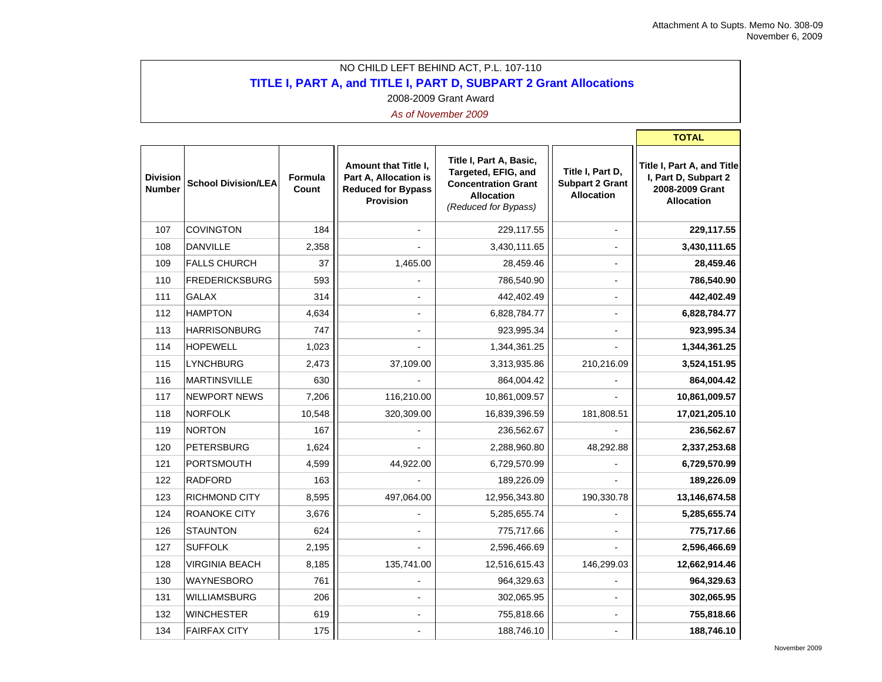Attachment A to Supts. Memo No. 308-09
November 6, 2009

NO CHILD LEFT BEHIND ACT, P.L. 107-110

## TITLE I, PART A, and TITLE I, PART D, SUBPART 2 Grant Allocations

2008-2009 Grant Award

*As of November 2009*

| Division Number | School Division/LEA | Formula Count | Amount that Title I, Part A, Allocation is Reduced for Bypass Provision | Title I, Part A, Basic, Targeted, EFIG, and Concentration Grant Allocation *(Reduced for Bypass)* | Title I, Part D, Subpart 2 Grant Allocation | **TOTAL** Title I, Part A, and Title I, Part D, Subpart 2 2008-2009 Grant Allocation |
|---|---|---|---|---|---|---|
| 107 | COVINGTON | 184 | - | 229,117.55 | - | **229,117.55** |
| 108 | DANVILLE | 2,358 | - | 3,430,111.65 | - | **3,430,111.65** |
| 109 | FALLS CHURCH | 37 | 1,465.00 | 28,459.46 | - | **28,459.46** |
| 110 | FREDERICKSBURG | 593 | - | 786,540.90 | - | **786,540.90** |
| 111 | GALAX | 314 | - | 442,402.49 | - | **442,402.49** |
| 112 | HAMPTON | 4,634 | - | 6,828,784.77 | - | **6,828,784.77** |
| 113 | HARRISONBURG | 747 | - | 923,995.34 | - | **923,995.34** |
| 114 | HOPEWELL | 1,023 | - | 1,344,361.25 | - | **1,344,361.25** |
| 115 | LYNCHBURG | 2,473 | 37,109.00 | 3,313,935.86 | 210,216.09 | **3,524,151.95** |
| 116 | MARTINSVILLE | 630 | - | 864,004.42 | - | **864,004.42** |
| 117 | NEWPORT NEWS | 7,206 | 116,210.00 | 10,861,009.57 | - | **10,861,009.57** |
| 118 | NORFOLK | 10,548 | 320,309.00 | 16,839,396.59 | 181,808.51 | **17,021,205.10** |
| 119 | NORTON | 167 | - | 236,562.67 | - | **236,562.67** |
| 120 | PETERSBURG | 1,624 | - | 2,288,960.80 | 48,292.88 | **2,337,253.68** |
| 121 | PORTSMOUTH | 4,599 | 44,922.00 | 6,729,570.99 | - | **6,729,570.99** |
| 122 | RADFORD | 163 | - | 189,226.09 | - | **189,226.09** |
| 123 | RICHMOND CITY | 8,595 | 497,064.00 | 12,956,343.80 | 190,330.78 | **13,146,674.58** |
| 124 | ROANOKE CITY | 3,676 | - | 5,285,655.74 | - | **5,285,655.74** |
| 126 | STAUNTON | 624 | - | 775,717.66 | - | **775,717.66** |
| 127 | SUFFOLK | 2,195 | - | 2,596,466.69 | - | **2,596,466.69** |
| 128 | VIRGINIA BEACH | 8,185 | 135,741.00 | 12,516,615.43 | 146,299.03 | **12,662,914.46** |
| 130 | WAYNESBORO | 761 | - | 964,329.63 | - | **964,329.63** |
| 131 | WILLIAMSBURG | 206 | - | 302,065.95 | - | **302,065.95** |
| 132 | WINCHESTER | 619 | - | 755,818.66 | - | **755,818.66** |
| 134 | FAIRFAX CITY | 175 | - | 188,746.10 | - | **188,746.10** |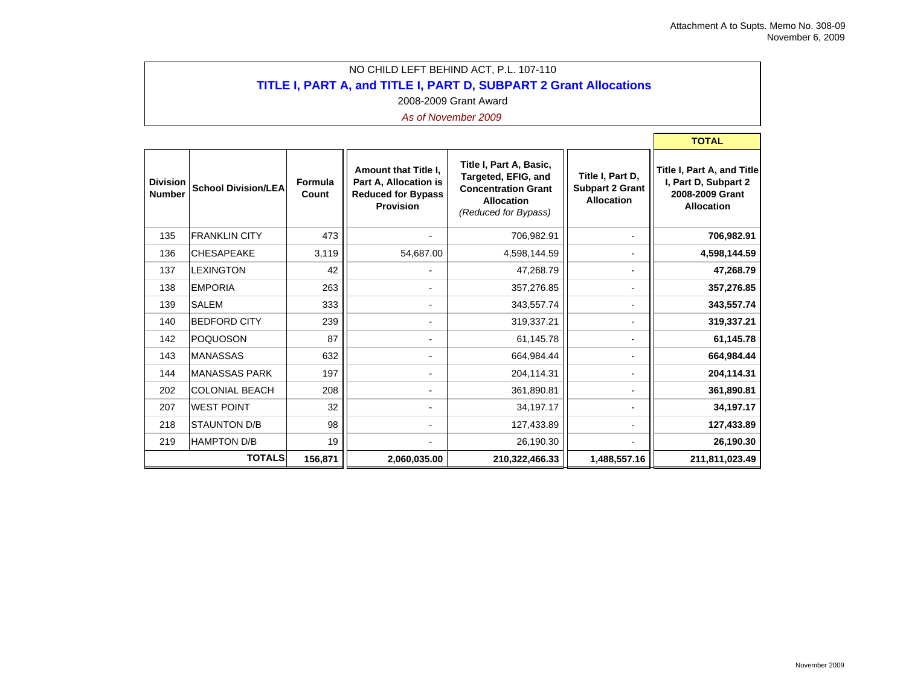NO CHILD LEFT BEHIND ACT, P.L. 107-110

## TITLE I, PART A, and TITLE I, PART D, SUBPART 2 Grant Allocations

2008-2009 Grant Award

*As of November 2009*

| Division Number | School Division/LEA | Formula Count | Amount that Title I, Part A, Allocation is Reduced for Bypass Provision | Title I, Part A, Basic, Targeted, EFIG, and Concentration Grant Allocation *(Reduced for Bypass)* | Title I, Part D, Subpart 2 Grant Allocation | **TOTAL** Title I, Part A, and Title I, Part D, Subpart 2 2008-2009 Grant Allocation |
|---|---|---|---|---|---|---|
| 135 | FRANKLIN CITY | 473 | - | 706,982.91 | - | **706,982.91** |
| 136 | CHESAPEAKE | 3,119 | 54,687.00 | 4,598,144.59 | - | **4,598,144.59** |
| 137 | LEXINGTON | 42 | - | 47,268.79 | - | **47,268.79** |
| 138 | EMPORIA | 263 | - | 357,276.85 | - | **357,276.85** |
| 139 | SALEM | 333 | - | 343,557.74 | - | **343,557.74** |
| 140 | BEDFORD CITY | 239 | - | 319,337.21 | - | **319,337.21** |
| 142 | POQUOSON | 87 | - | 61,145.78 | - | **61,145.78** |
| 143 | MANASSAS | 632 | - | 664,984.44 | - | **664,984.44** |
| 144 | MANASSAS PARK | 197 | - | 204,114.31 | - | **204,114.31** |
| 202 | COLONIAL BEACH | 208 | - | 361,890.81 | - | **361,890.81** |
| 207 | WEST POINT | 32 | - | 34,197.17 | - | **34,197.17** |
| 218 | STAUNTON D/B | 98 | - | 127,433.89 | - | **127,433.89** |
| 219 | HAMPTON D/B | 19 | - | 26,190.30 | - | **26,190.30** |
| | **TOTALS** | **156,871** | **2,060,035.00** | **210,322,466.33** | **1,488,557.16** | **211,811,023.49** |